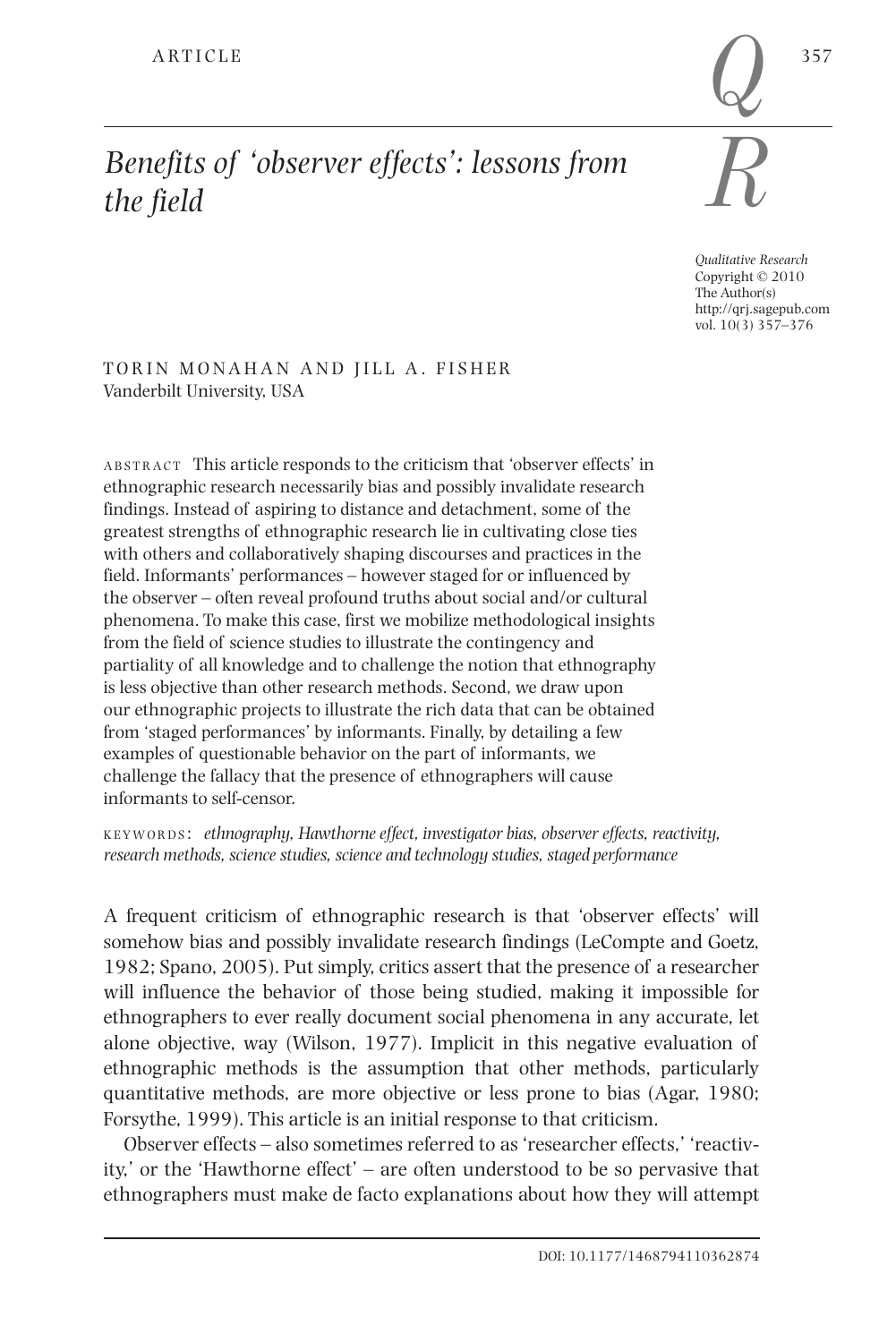ARTICLE

# *Benefits of 'observer effects': lessons from the field*

*Qualitative Research*
Copyright © 2010
The Author(s)
http://qrj.sagepub.com
vol. 10(3) 357–376

TORIN MONAHAN AND JILL A. FISHER
Vanderbilt University, USA

ABSTRACT This article responds to the criticism that 'observer effects' in ethnographic research necessarily bias and possibly invalidate research findings. Instead of aspiring to distance and detachment, some of the greatest strengths of ethnographic research lie in cultivating close ties with others and collaboratively shaping discourses and practices in the field. Informants' performances – however staged for or influenced by the observer – often reveal profound truths about social and/or cultural phenomena. To make this case, first we mobilize methodological insights from the field of science studies to illustrate the contingency and partiality of all knowledge and to challenge the notion that ethnography is less objective than other research methods. Second, we draw upon our ethnographic projects to illustrate the rich data that can be obtained from 'staged performances' by informants. Finally, by detailing a few examples of questionable behavior on the part of informants, we challenge the fallacy that the presence of ethnographers will cause informants to self-censor.

KEYWORDS: *ethnography, Hawthorne effect, investigator bias, observer effects, reactivity, research methods, science studies, science and technology studies, staged performance*

A frequent criticism of ethnographic research is that 'observer effects' will somehow bias and possibly invalidate research findings (LeCompte and Goetz, 1982; Spano, 2005). Put simply, critics assert that the presence of a researcher will influence the behavior of those being studied, making it impossible for ethnographers to ever really document social phenomena in any accurate, let alone objective, way (Wilson, 1977). Implicit in this negative evaluation of ethnographic methods is the assumption that other methods, particularly quantitative methods, are more objective or less prone to bias (Agar, 1980; Forsythe, 1999). This article is an initial response to that criticism.

Observer effects – also sometimes referred to as 'researcher effects,' 'reactivity,' or the 'Hawthorne effect' – are often understood to be so pervasive that ethnographers must make de facto explanations about how they will attempt

DOI: 10.1177/1468794110362874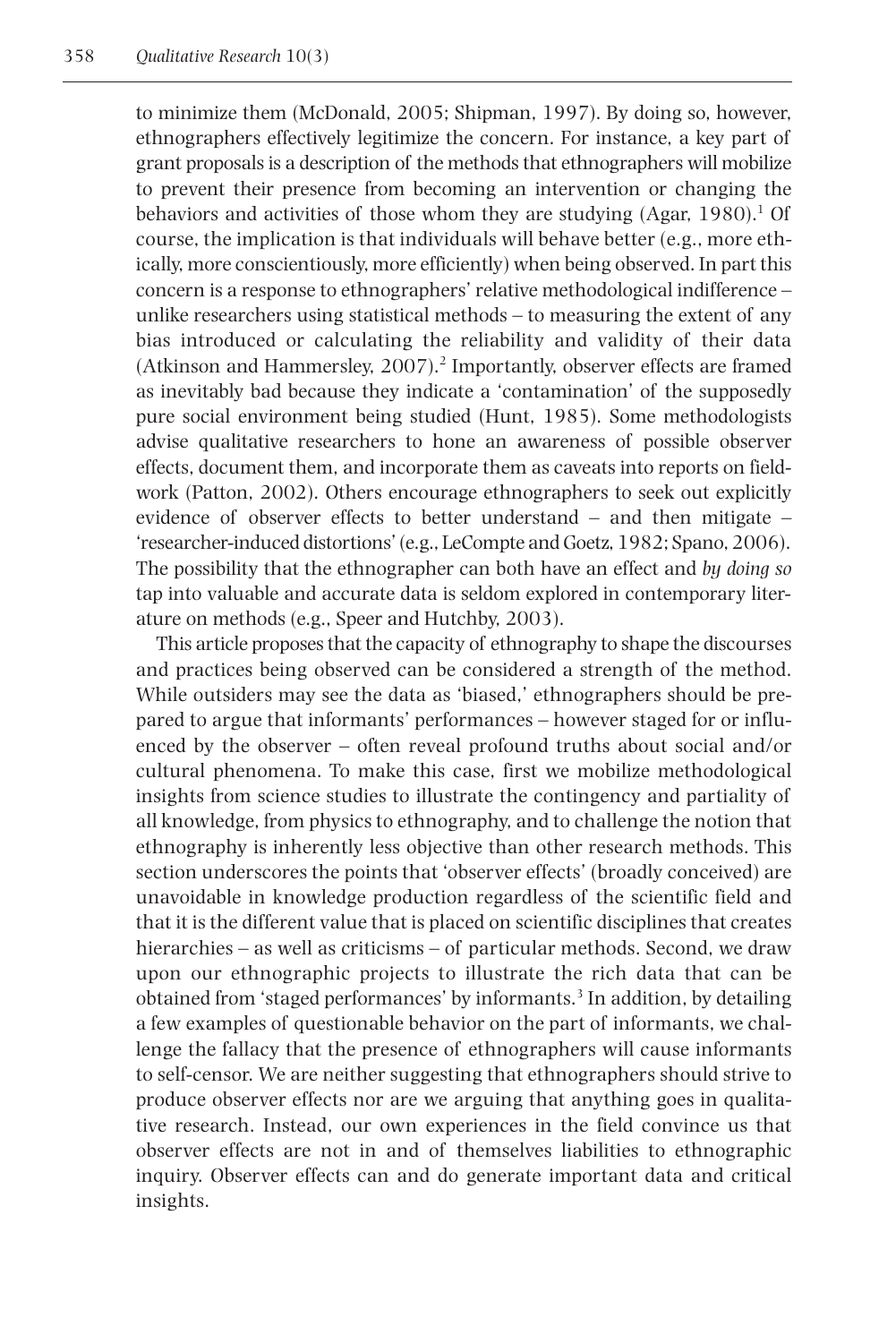to minimize them (McDonald, 2005; Shipman, 1997). By doing so, however, ethnographers effectively legitimize the concern. For instance, a key part of grant proposals is a description of the methods that ethnographers will mobilize to prevent their presence from becoming an intervention or changing the behaviors and activities of those whom they are studying (Agar, 1980).[1] Of course, the implication is that individuals will behave better (e.g., more ethically, more conscientiously, more efficiently) when being observed. In part this concern is a response to ethnographers' relative methodological indifference – unlike researchers using statistical methods – to measuring the extent of any bias introduced or calculating the reliability and validity of their data (Atkinson and Hammersley, 2007).[2] Importantly, observer effects are framed as inevitably bad because they indicate a 'contamination' of the supposedly pure social environment being studied (Hunt, 1985). Some methodologists advise qualitative researchers to hone an awareness of possible observer effects, document them, and incorporate them as caveats into reports on fieldwork (Patton, 2002). Others encourage ethnographers to seek out explicitly evidence of observer effects to better understand – and then mitigate – 'researcher-induced distortions' (e.g., LeCompte and Goetz, 1982; Spano, 2006). The possibility that the ethnographer can both have an effect and *by doing so* tap into valuable and accurate data is seldom explored in contemporary literature on methods (e.g., Speer and Hutchby, 2003).

This article proposes that the capacity of ethnography to shape the discourses and practices being observed can be considered a strength of the method. While outsiders may see the data as 'biased,' ethnographers should be prepared to argue that informants' performances – however staged for or influenced by the observer – often reveal profound truths about social and/or cultural phenomena. To make this case, first we mobilize methodological insights from science studies to illustrate the contingency and partiality of all knowledge, from physics to ethnography, and to challenge the notion that ethnography is inherently less objective than other research methods. This section underscores the points that 'observer effects' (broadly conceived) are unavoidable in knowledge production regardless of the scientific field and that it is the different value that is placed on scientific disciplines that creates hierarchies – as well as criticisms – of particular methods. Second, we draw upon our ethnographic projects to illustrate the rich data that can be obtained from 'staged performances' by informants.[3] In addition, by detailing a few examples of questionable behavior on the part of informants, we challenge the fallacy that the presence of ethnographers will cause informants to self-censor. We are neither suggesting that ethnographers should strive to produce observer effects nor are we arguing that anything goes in qualitative research. Instead, our own experiences in the field convince us that observer effects are not in and of themselves liabilities to ethnographic inquiry. Observer effects can and do generate important data and critical insights.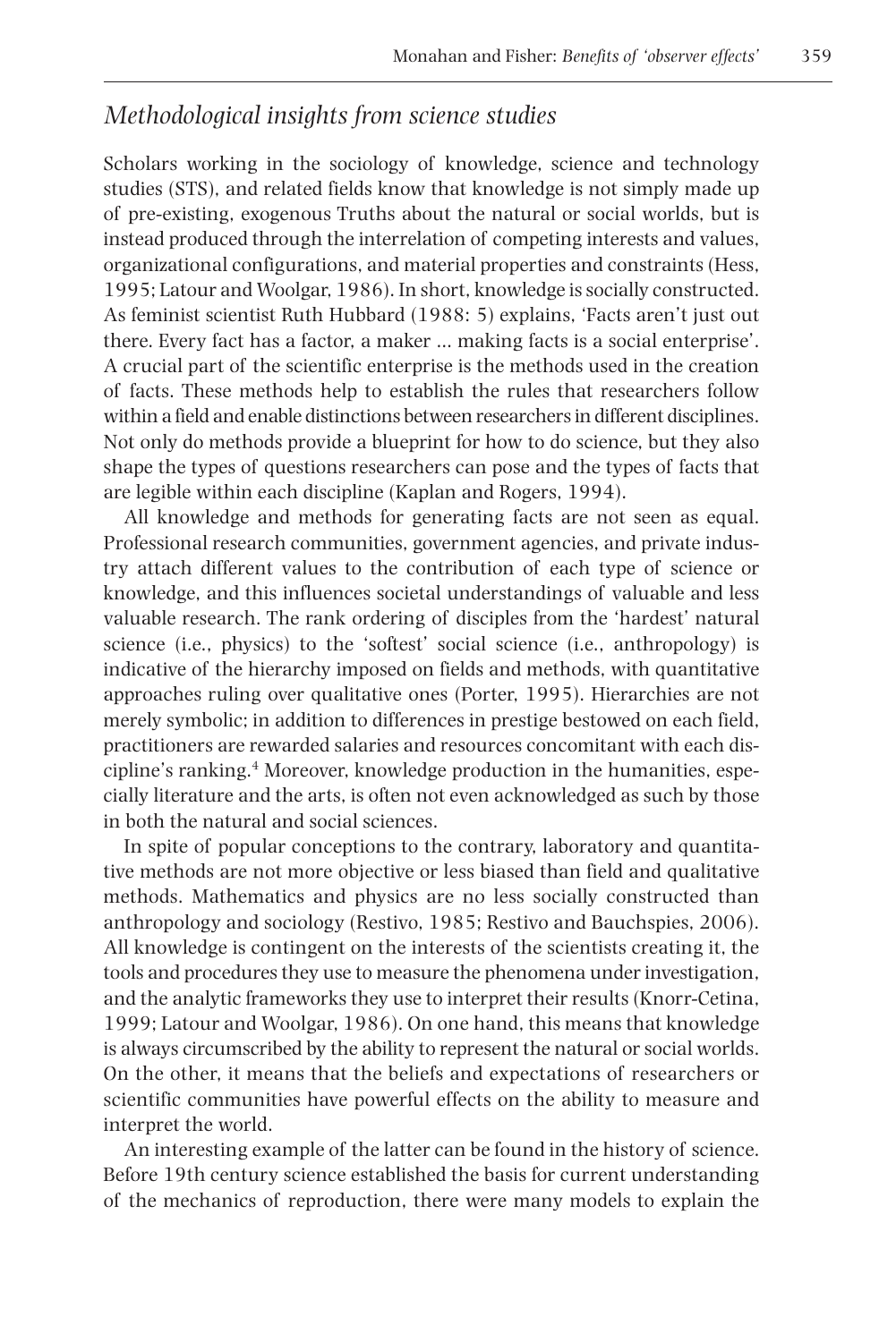## *Methodological insights from science studies*

Scholars working in the sociology of knowledge, science and technology studies (STS), and related fields know that knowledge is not simply made up of pre-existing, exogenous Truths about the natural or social worlds, but is instead produced through the interrelation of competing interests and values, organizational configurations, and material properties and constraints (Hess, 1995; Latour and Woolgar, 1986). In short, knowledge is socially constructed. As feminist scientist Ruth Hubbard (1988: 5) explains, 'Facts aren't just out there. Every fact has a factor, a maker ... making facts is a social enterprise'. A crucial part of the scientific enterprise is the methods used in the creation of facts. These methods help to establish the rules that researchers follow within a field and enable distinctions between researchers in different disciplines. Not only do methods provide a blueprint for how to do science, but they also shape the types of questions researchers can pose and the types of facts that are legible within each discipline (Kaplan and Rogers, 1994).

All knowledge and methods for generating facts are not seen as equal. Professional research communities, government agencies, and private industry attach different values to the contribution of each type of science or knowledge, and this influences societal understandings of valuable and less valuable research. The rank ordering of disciples from the 'hardest' natural science (i.e., physics) to the 'softest' social science (i.e., anthropology) is indicative of the hierarchy imposed on fields and methods, with quantitative approaches ruling over qualitative ones (Porter, 1995). Hierarchies are not merely symbolic; in addition to differences in prestige bestowed on each field, practitioners are rewarded salaries and resources concomitant with each discipline's ranking.[4] Moreover, knowledge production in the humanities, especially literature and the arts, is often not even acknowledged as such by those in both the natural and social sciences.

In spite of popular conceptions to the contrary, laboratory and quantitative methods are not more objective or less biased than field and qualitative methods. Mathematics and physics are no less socially constructed than anthropology and sociology (Restivo, 1985; Restivo and Bauchspies, 2006). All knowledge is contingent on the interests of the scientists creating it, the tools and procedures they use to measure the phenomena under investigation, and the analytic frameworks they use to interpret their results (Knorr-Cetina, 1999; Latour and Woolgar, 1986). On one hand, this means that knowledge is always circumscribed by the ability to represent the natural or social worlds. On the other, it means that the beliefs and expectations of researchers or scientific communities have powerful effects on the ability to measure and interpret the world.

An interesting example of the latter can be found in the history of science. Before 19th century science established the basis for current understanding of the mechanics of reproduction, there were many models to explain the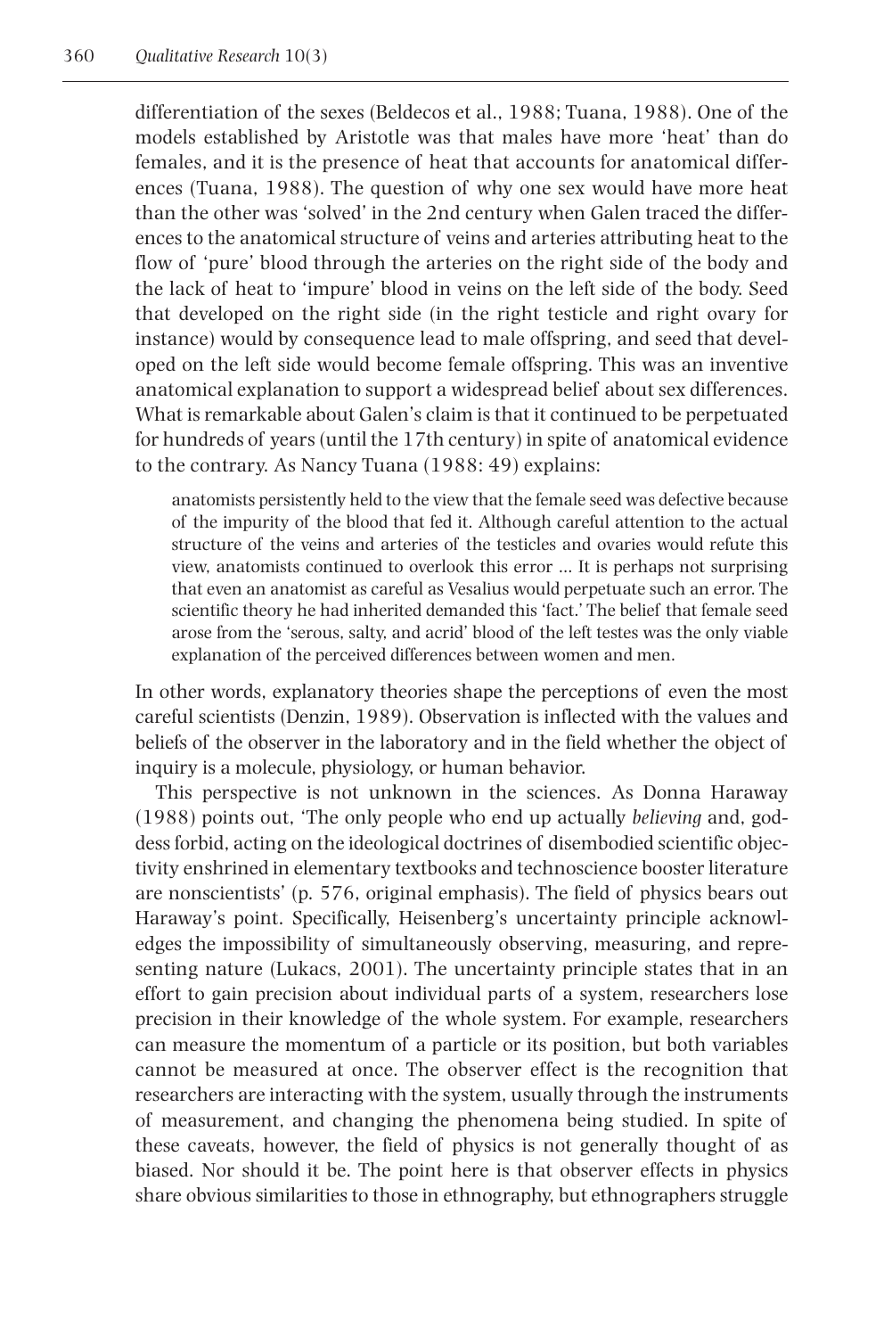differentiation of the sexes (Beldecos et al., 1988; Tuana, 1988). One of the models established by Aristotle was that males have more 'heat' than do females, and it is the presence of heat that accounts for anatomical differences (Tuana, 1988). The question of why one sex would have more heat than the other was 'solved' in the 2nd century when Galen traced the differences to the anatomical structure of veins and arteries attributing heat to the flow of 'pure' blood through the arteries on the right side of the body and the lack of heat to 'impure' blood in veins on the left side of the body. Seed that developed on the right side (in the right testicle and right ovary for instance) would by consequence lead to male offspring, and seed that developed on the left side would become female offspring. This was an inventive anatomical explanation to support a widespread belief about sex differences. What is remarkable about Galen's claim is that it continued to be perpetuated for hundreds of years (until the 17th century) in spite of anatomical evidence to the contrary. As Nancy Tuana (1988: 49) explains:

> anatomists persistently held to the view that the female seed was defective because of the impurity of the blood that fed it. Although careful attention to the actual structure of the veins and arteries of the testicles and ovaries would refute this view, anatomists continued to overlook this error ... It is perhaps not surprising that even an anatomist as careful as Vesalius would perpetuate such an error. The scientific theory he had inherited demanded this 'fact.' The belief that female seed arose from the 'serous, salty, and acrid' blood of the left testes was the only viable explanation of the perceived differences between women and men.

In other words, explanatory theories shape the perceptions of even the most careful scientists (Denzin, 1989). Observation is inflected with the values and beliefs of the observer in the laboratory and in the field whether the object of inquiry is a molecule, physiology, or human behavior.

This perspective is not unknown in the sciences. As Donna Haraway (1988) points out, 'The only people who end up actually *believing* and, goddess forbid, acting on the ideological doctrines of disembodied scientific objectivity enshrined in elementary textbooks and technoscience booster literature are nonscientists' (p. 576, original emphasis). The field of physics bears out Haraway's point. Specifically, Heisenberg's uncertainty principle acknowledges the impossibility of simultaneously observing, measuring, and representing nature (Lukacs, 2001). The uncertainty principle states that in an effort to gain precision about individual parts of a system, researchers lose precision in their knowledge of the whole system. For example, researchers can measure the momentum of a particle or its position, but both variables cannot be measured at once. The observer effect is the recognition that researchers are interacting with the system, usually through the instruments of measurement, and changing the phenomena being studied. In spite of these caveats, however, the field of physics is not generally thought of as biased. Nor should it be. The point here is that observer effects in physics share obvious similarities to those in ethnography, but ethnographers struggle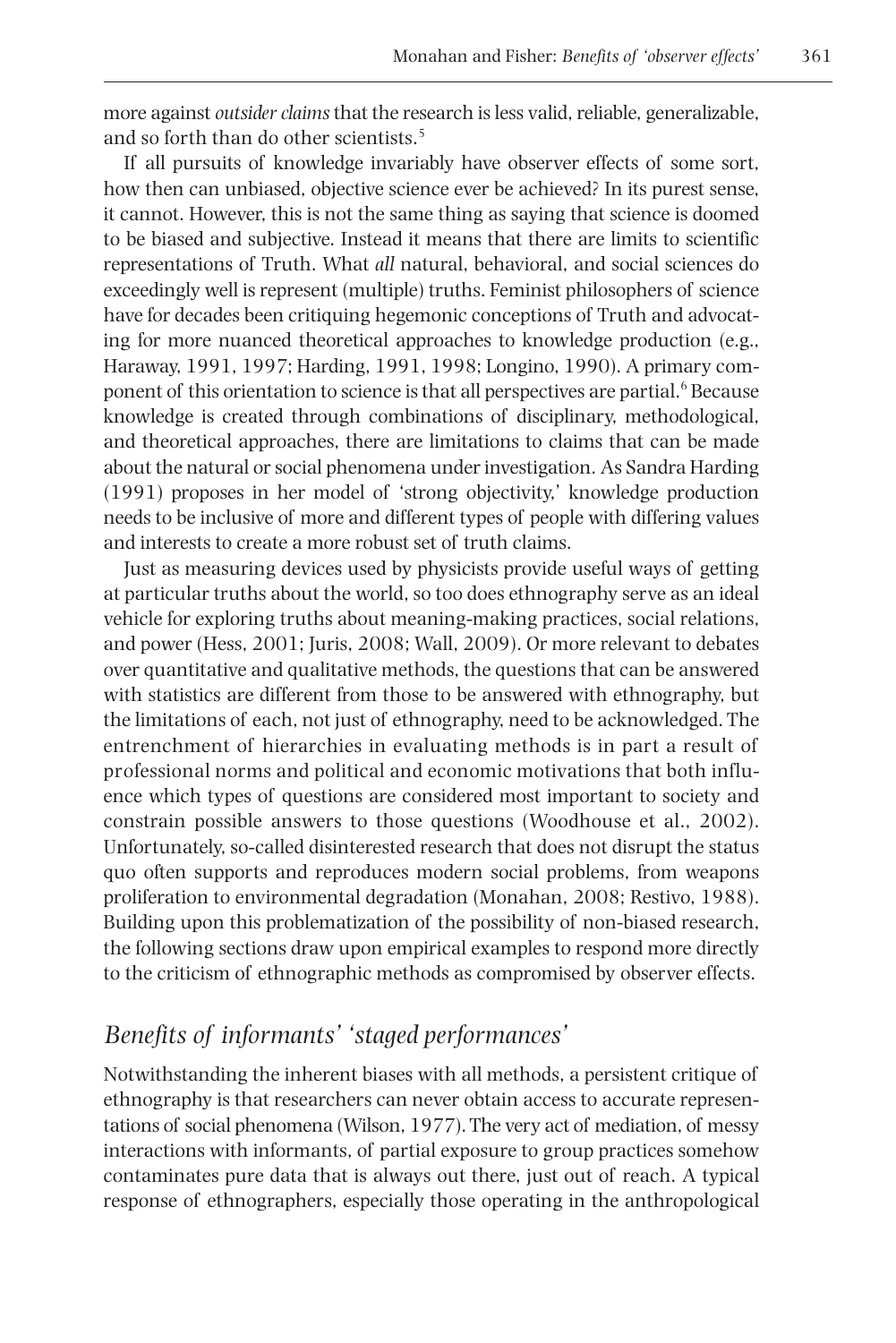more against *outsider claims* that the research is less valid, reliable, generalizable, and so forth than do other scientists.[5]

If all pursuits of knowledge invariably have observer effects of some sort, how then can unbiased, objective science ever be achieved? In its purest sense, it cannot. However, this is not the same thing as saying that science is doomed to be biased and subjective. Instead it means that there are limits to scientific representations of Truth. What *all* natural, behavioral, and social sciences do exceedingly well is represent (multiple) truths. Feminist philosophers of science have for decades been critiquing hegemonic conceptions of Truth and advocating for more nuanced theoretical approaches to knowledge production (e.g., Haraway, 1991, 1997; Harding, 1991, 1998; Longino, 1990). A primary component of this orientation to science is that all perspectives are partial.[6] Because knowledge is created through combinations of disciplinary, methodological, and theoretical approaches, there are limitations to claims that can be made about the natural or social phenomena under investigation. As Sandra Harding (1991) proposes in her model of 'strong objectivity,' knowledge production needs to be inclusive of more and different types of people with differing values and interests to create a more robust set of truth claims.

Just as measuring devices used by physicists provide useful ways of getting at particular truths about the world, so too does ethnography serve as an ideal vehicle for exploring truths about meaning-making practices, social relations, and power (Hess, 2001; Juris, 2008; Wall, 2009). Or more relevant to debates over quantitative and qualitative methods, the questions that can be answered with statistics are different from those to be answered with ethnography, but the limitations of each, not just of ethnography, need to be acknowledged. The entrenchment of hierarchies in evaluating methods is in part a result of professional norms and political and economic motivations that both influence which types of questions are considered most important to society and constrain possible answers to those questions (Woodhouse et al., 2002). Unfortunately, so-called disinterested research that does not disrupt the status quo often supports and reproduces modern social problems, from weapons proliferation to environmental degradation (Monahan, 2008; Restivo, 1988). Building upon this problematization of the possibility of non-biased research, the following sections draw upon empirical examples to respond more directly to the criticism of ethnographic methods as compromised by observer effects.

## *Benefits of informants' 'staged performances'*

Notwithstanding the inherent biases with all methods, a persistent critique of ethnography is that researchers can never obtain access to accurate representations of social phenomena (Wilson, 1977). The very act of mediation, of messy interactions with informants, of partial exposure to group practices somehow contaminates pure data that is always out there, just out of reach. A typical response of ethnographers, especially those operating in the anthropological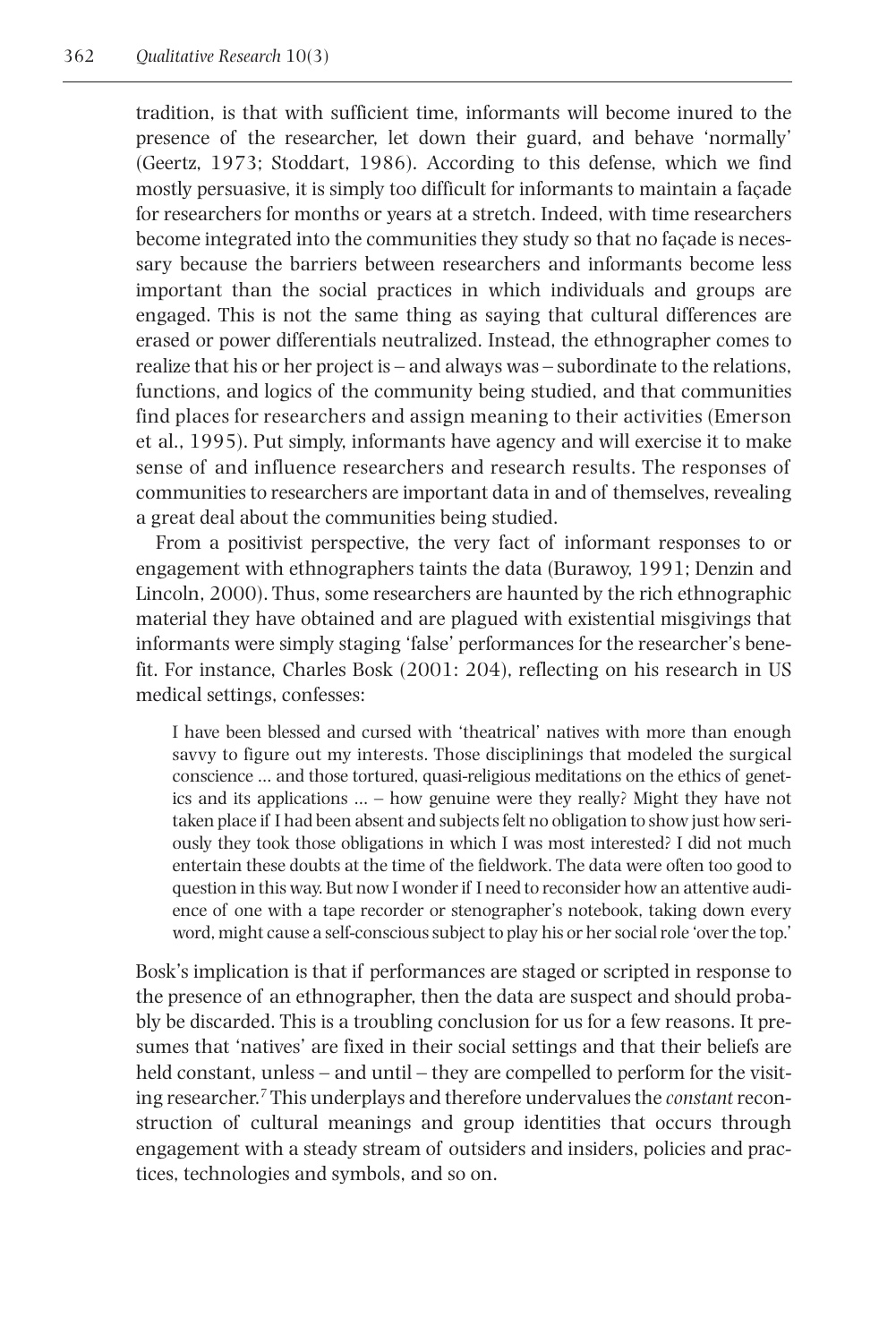tradition, is that with sufficient time, informants will become inured to the presence of the researcher, let down their guard, and behave 'normally' (Geertz, 1973; Stoddart, 1986). According to this defense, which we find mostly persuasive, it is simply too difficult for informants to maintain a façade for researchers for months or years at a stretch. Indeed, with time researchers become integrated into the communities they study so that no façade is necessary because the barriers between researchers and informants become less important than the social practices in which individuals and groups are engaged. This is not the same thing as saying that cultural differences are erased or power differentials neutralized. Instead, the ethnographer comes to realize that his or her project is – and always was – subordinate to the relations, functions, and logics of the community being studied, and that communities find places for researchers and assign meaning to their activities (Emerson et al., 1995). Put simply, informants have agency and will exercise it to make sense of and influence researchers and research results. The responses of communities to researchers are important data in and of themselves, revealing a great deal about the communities being studied.

From a positivist perspective, the very fact of informant responses to or engagement with ethnographers taints the data (Burawoy, 1991; Denzin and Lincoln, 2000). Thus, some researchers are haunted by the rich ethnographic material they have obtained and are plagued with existential misgivings that informants were simply staging 'false' performances for the researcher's benefit. For instance, Charles Bosk (2001: 204), reflecting on his research in US medical settings, confesses:

> I have been blessed and cursed with 'theatrical' natives with more than enough savvy to figure out my interests. Those disciplinings that modeled the surgical conscience ... and those tortured, quasi-religious meditations on the ethics of genetics and its applications ... – how genuine were they really? Might they have not taken place if I had been absent and subjects felt no obligation to show just how seriously they took those obligations in which I was most interested? I did not much entertain these doubts at the time of the fieldwork. The data were often too good to question in this way. But now I wonder if I need to reconsider how an attentive audience of one with a tape recorder or stenographer's notebook, taking down every word, might cause a self-conscious subject to play his or her social role 'over the top.'

Bosk's implication is that if performances are staged or scripted in response to the presence of an ethnographer, then the data are suspect and should probably be discarded. This is a troubling conclusion for us for a few reasons. It presumes that 'natives' are fixed in their social settings and that their beliefs are held constant, unless – and until – they are compelled to perform for the visiting researcher.[7] This underplays and therefore undervalues the *constant* reconstruction of cultural meanings and group identities that occurs through engagement with a steady stream of outsiders and insiders, policies and practices, technologies and symbols, and so on.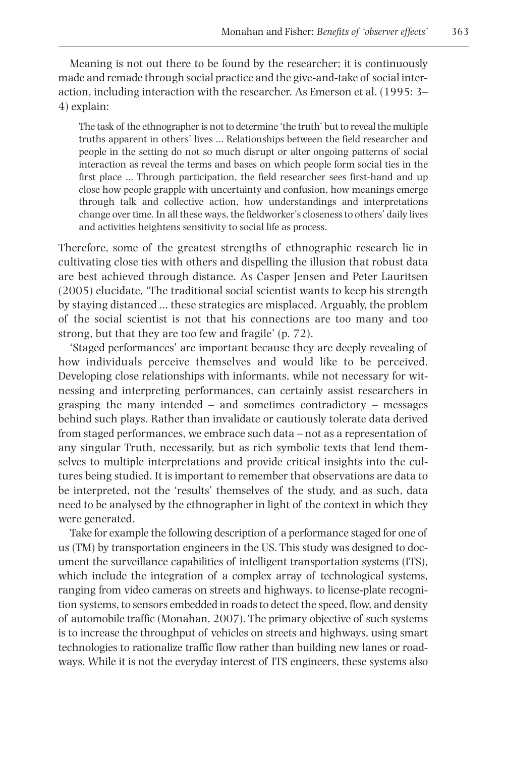Meaning is not out there to be found by the researcher; it is continuously made and remade through social practice and the give-and-take of social interaction, including interaction with the researcher. As Emerson et al. (1995: 3–4) explain:

> The task of the ethnographer is not to determine 'the truth' but to reveal the multiple truths apparent in others' lives ... Relationships between the field researcher and people in the setting do not so much disrupt or alter ongoing patterns of social interaction as reveal the terms and bases on which people form social ties in the first place ... Through participation, the field researcher sees first-hand and up close how people grapple with uncertainty and confusion, how meanings emerge through talk and collective action, how understandings and interpretations change over time. In all these ways, the fieldworker's closeness to others' daily lives and activities heightens sensitivity to social life as process.

Therefore, some of the greatest strengths of ethnographic research lie in cultivating close ties with others and dispelling the illusion that robust data are best achieved through distance. As Casper Jensen and Peter Lauritsen (2005) elucidate, 'The traditional social scientist wants to keep his strength by staying distanced ... these strategies are misplaced. Arguably, the problem of the social scientist is not that his connections are too many and too strong, but that they are too few and fragile' (p. 72).

'Staged performances' are important because they are deeply revealing of how individuals perceive themselves and would like to be perceived. Developing close relationships with informants, while not necessary for witnessing and interpreting performances, can certainly assist researchers in grasping the many intended – and sometimes contradictory – messages behind such plays. Rather than invalidate or cautiously tolerate data derived from staged performances, we embrace such data – not as a representation of any singular Truth, necessarily, but as rich symbolic texts that lend themselves to multiple interpretations and provide critical insights into the cultures being studied. It is important to remember that observations are data to be interpreted, not the 'results' themselves of the study, and as such, data need to be analysed by the ethnographer in light of the context in which they were generated.

Take for example the following description of a performance staged for one of us (TM) by transportation engineers in the US. This study was designed to document the surveillance capabilities of intelligent transportation systems (ITS), which include the integration of a complex array of technological systems, ranging from video cameras on streets and highways, to license-plate recognition systems, to sensors embedded in roads to detect the speed, flow, and density of automobile traffic (Monahan, 2007). The primary objective of such systems is to increase the throughput of vehicles on streets and highways, using smart technologies to rationalize traffic flow rather than building new lanes or roadways. While it is not the everyday interest of ITS engineers, these systems also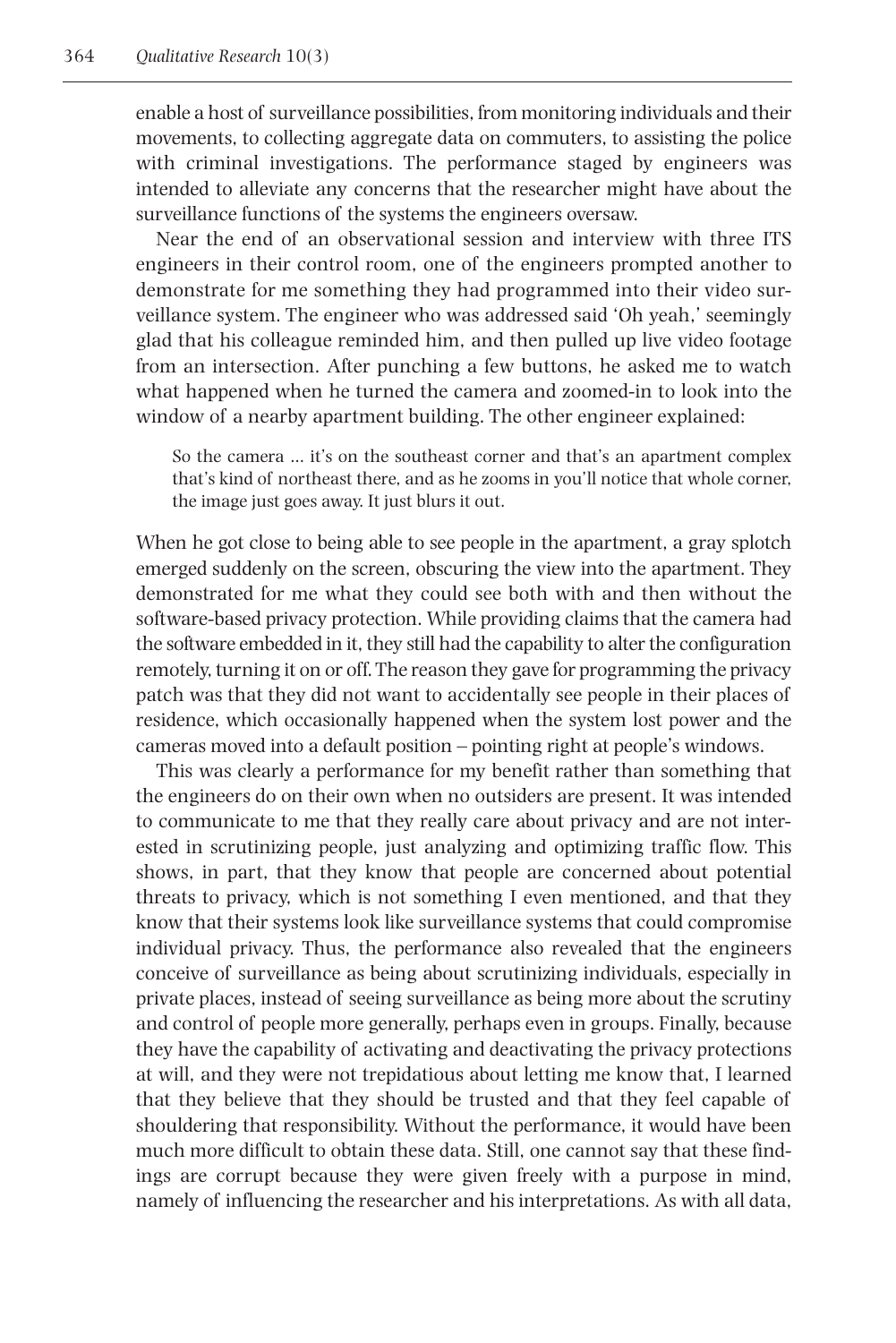enable a host of surveillance possibilities, from monitoring individuals and their movements, to collecting aggregate data on commuters, to assisting the police with criminal investigations. The performance staged by engineers was intended to alleviate any concerns that the researcher might have about the surveillance functions of the systems the engineers oversaw.

Near the end of an observational session and interview with three ITS engineers in their control room, one of the engineers prompted another to demonstrate for me something they had programmed into their video surveillance system. The engineer who was addressed said 'Oh yeah,' seemingly glad that his colleague reminded him, and then pulled up live video footage from an intersection. After punching a few buttons, he asked me to watch what happened when he turned the camera and zoomed-in to look into the window of a nearby apartment building. The other engineer explained:

> So the camera ... it's on the southeast corner and that's an apartment complex that's kind of northeast there, and as he zooms in you'll notice that whole corner, the image just goes away. It just blurs it out.

When he got close to being able to see people in the apartment, a gray splotch emerged suddenly on the screen, obscuring the view into the apartment. They demonstrated for me what they could see both with and then without the software-based privacy protection. While providing claims that the camera had the software embedded in it, they still had the capability to alter the configuration remotely, turning it on or off. The reason they gave for programming the privacy patch was that they did not want to accidentally see people in their places of residence, which occasionally happened when the system lost power and the cameras moved into a default position – pointing right at people's windows.

This was clearly a performance for my benefit rather than something that the engineers do on their own when no outsiders are present. It was intended to communicate to me that they really care about privacy and are not interested in scrutinizing people, just analyzing and optimizing traffic flow. This shows, in part, that they know that people are concerned about potential threats to privacy, which is not something I even mentioned, and that they know that their systems look like surveillance systems that could compromise individual privacy. Thus, the performance also revealed that the engineers conceive of surveillance as being about scrutinizing individuals, especially in private places, instead of seeing surveillance as being more about the scrutiny and control of people more generally, perhaps even in groups. Finally, because they have the capability of activating and deactivating the privacy protections at will, and they were not trepidatious about letting me know that, I learned that they believe that they should be trusted and that they feel capable of shouldering that responsibility. Without the performance, it would have been much more difficult to obtain these data. Still, one cannot say that these findings are corrupt because they were given freely with a purpose in mind, namely of influencing the researcher and his interpretations. As with all data,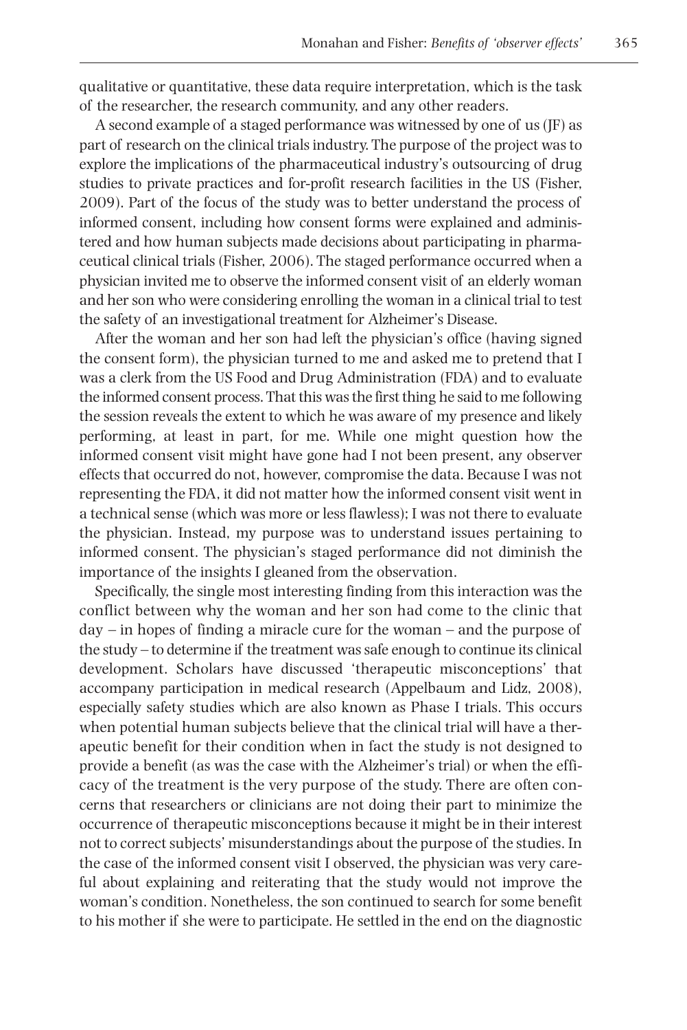qualitative or quantitative, these data require interpretation, which is the task of the researcher, the research community, and any other readers.

A second example of a staged performance was witnessed by one of us (JF) as part of research on the clinical trials industry. The purpose of the project was to explore the implications of the pharmaceutical industry's outsourcing of drug studies to private practices and for-profit research facilities in the US (Fisher, 2009). Part of the focus of the study was to better understand the process of informed consent, including how consent forms were explained and administered and how human subjects made decisions about participating in pharmaceutical clinical trials (Fisher, 2006). The staged performance occurred when a physician invited me to observe the informed consent visit of an elderly woman and her son who were considering enrolling the woman in a clinical trial to test the safety of an investigational treatment for Alzheimer's Disease.

After the woman and her son had left the physician's office (having signed the consent form), the physician turned to me and asked me to pretend that I was a clerk from the US Food and Drug Administration (FDA) and to evaluate the informed consent process. That this was the first thing he said to me following the session reveals the extent to which he was aware of my presence and likely performing, at least in part, for me. While one might question how the informed consent visit might have gone had I not been present, any observer effects that occurred do not, however, compromise the data. Because I was not representing the FDA, it did not matter how the informed consent visit went in a technical sense (which was more or less flawless); I was not there to evaluate the physician. Instead, my purpose was to understand issues pertaining to informed consent. The physician's staged performance did not diminish the importance of the insights I gleaned from the observation.

Specifically, the single most interesting finding from this interaction was the conflict between why the woman and her son had come to the clinic that day – in hopes of finding a miracle cure for the woman – and the purpose of the study – to determine if the treatment was safe enough to continue its clinical development. Scholars have discussed 'therapeutic misconceptions' that accompany participation in medical research (Appelbaum and Lidz, 2008), especially safety studies which are also known as Phase I trials. This occurs when potential human subjects believe that the clinical trial will have a therapeutic benefit for their condition when in fact the study is not designed to provide a benefit (as was the case with the Alzheimer's trial) or when the efficacy of the treatment is the very purpose of the study. There are often concerns that researchers or clinicians are not doing their part to minimize the occurrence of therapeutic misconceptions because it might be in their interest not to correct subjects' misunderstandings about the purpose of the studies. In the case of the informed consent visit I observed, the physician was very careful about explaining and reiterating that the study would not improve the woman's condition. Nonetheless, the son continued to search for some benefit to his mother if she were to participate. He settled in the end on the diagnostic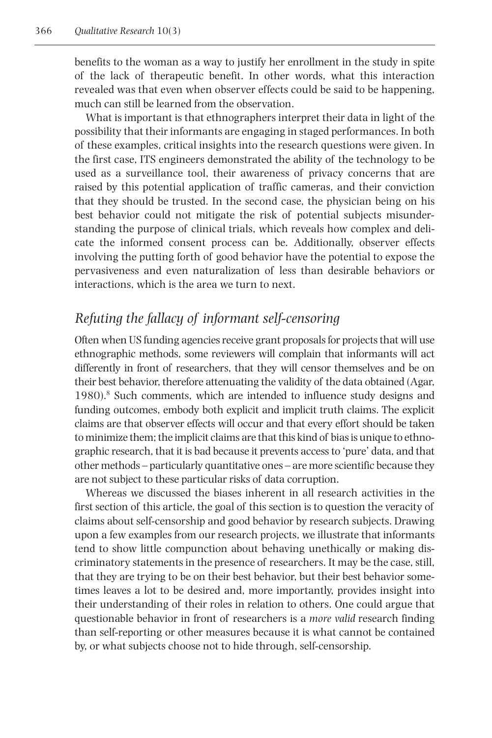benefits to the woman as a way to justify her enrollment in the study in spite of the lack of therapeutic benefit. In other words, what this interaction revealed was that even when observer effects could be said to be happening, much can still be learned from the observation.

What is important is that ethnographers interpret their data in light of the possibility that their informants are engaging in staged performances. In both of these examples, critical insights into the research questions were given. In the first case, ITS engineers demonstrated the ability of the technology to be used as a surveillance tool, their awareness of privacy concerns that are raised by this potential application of traffic cameras, and their conviction that they should be trusted. In the second case, the physician being on his best behavior could not mitigate the risk of potential subjects misunderstanding the purpose of clinical trials, which reveals how complex and delicate the informed consent process can be. Additionally, observer effects involving the putting forth of good behavior have the potential to expose the pervasiveness and even naturalization of less than desirable behaviors or interactions, which is the area we turn to next.

## *Refuting the fallacy of informant self-censoring*

Often when US funding agencies receive grant proposals for projects that will use ethnographic methods, some reviewers will complain that informants will act differently in front of researchers, that they will censor themselves and be on their best behavior, therefore attenuating the validity of the data obtained (Agar, 1980).[8] Such comments, which are intended to influence study designs and funding outcomes, embody both explicit and implicit truth claims. The explicit claims are that observer effects will occur and that every effort should be taken to minimize them; the implicit claims are that this kind of bias is unique to ethnographic research, that it is bad because it prevents access to 'pure' data, and that other methods – particularly quantitative ones – are more scientific because they are not subject to these particular risks of data corruption.

Whereas we discussed the biases inherent in all research activities in the first section of this article, the goal of this section is to question the veracity of claims about self-censorship and good behavior by research subjects. Drawing upon a few examples from our research projects, we illustrate that informants tend to show little compunction about behaving unethically or making discriminatory statements in the presence of researchers. It may be the case, still, that they are trying to be on their best behavior, but their best behavior sometimes leaves a lot to be desired and, more importantly, provides insight into their understanding of their roles in relation to others. One could argue that questionable behavior in front of researchers is a *more valid* research finding than self-reporting or other measures because it is what cannot be contained by, or what subjects choose not to hide through, self-censorship.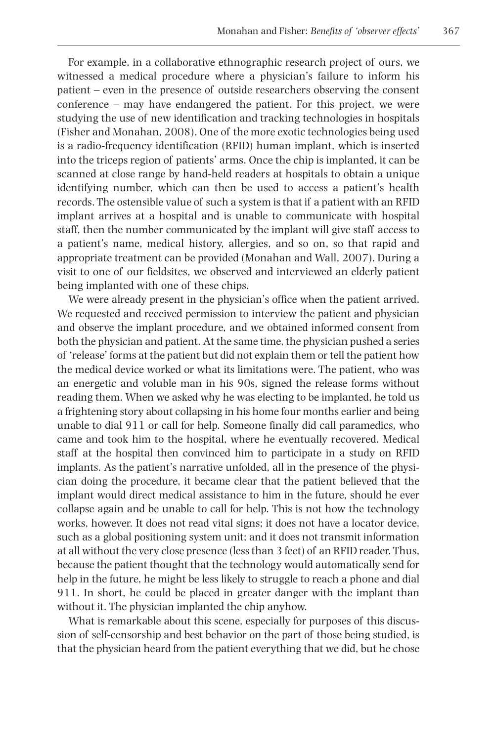For example, in a collaborative ethnographic research project of ours, we witnessed a medical procedure where a physician's failure to inform his patient – even in the presence of outside researchers observing the consent conference – may have endangered the patient. For this project, we were studying the use of new identification and tracking technologies in hospitals (Fisher and Monahan, 2008). One of the more exotic technologies being used is a radio-frequency identification (RFID) human implant, which is inserted into the triceps region of patients' arms. Once the chip is implanted, it can be scanned at close range by hand-held readers at hospitals to obtain a unique identifying number, which can then be used to access a patient's health records. The ostensible value of such a system is that if a patient with an RFID implant arrives at a hospital and is unable to communicate with hospital staff, then the number communicated by the implant will give staff access to a patient's name, medical history, allergies, and so on, so that rapid and appropriate treatment can be provided (Monahan and Wall, 2007). During a visit to one of our fieldsites, we observed and interviewed an elderly patient being implanted with one of these chips.

We were already present in the physician's office when the patient arrived. We requested and received permission to interview the patient and physician and observe the implant procedure, and we obtained informed consent from both the physician and patient. At the same time, the physician pushed a series of 'release' forms at the patient but did not explain them or tell the patient how the medical device worked or what its limitations were. The patient, who was an energetic and voluble man in his 90s, signed the release forms without reading them. When we asked why he was electing to be implanted, he told us a frightening story about collapsing in his home four months earlier and being unable to dial 911 or call for help. Someone finally did call paramedics, who came and took him to the hospital, where he eventually recovered. Medical staff at the hospital then convinced him to participate in a study on RFID implants. As the patient's narrative unfolded, all in the presence of the physician doing the procedure, it became clear that the patient believed that the implant would direct medical assistance to him in the future, should he ever collapse again and be unable to call for help. This is not how the technology works, however. It does not read vital signs; it does not have a locator device, such as a global positioning system unit; and it does not transmit information at all without the very close presence (less than 3 feet) of an RFID reader. Thus, because the patient thought that the technology would automatically send for help in the future, he might be less likely to struggle to reach a phone and dial 911. In short, he could be placed in greater danger with the implant than without it. The physician implanted the chip anyhow.

What is remarkable about this scene, especially for purposes of this discussion of self-censorship and best behavior on the part of those being studied, is that the physician heard from the patient everything that we did, but he chose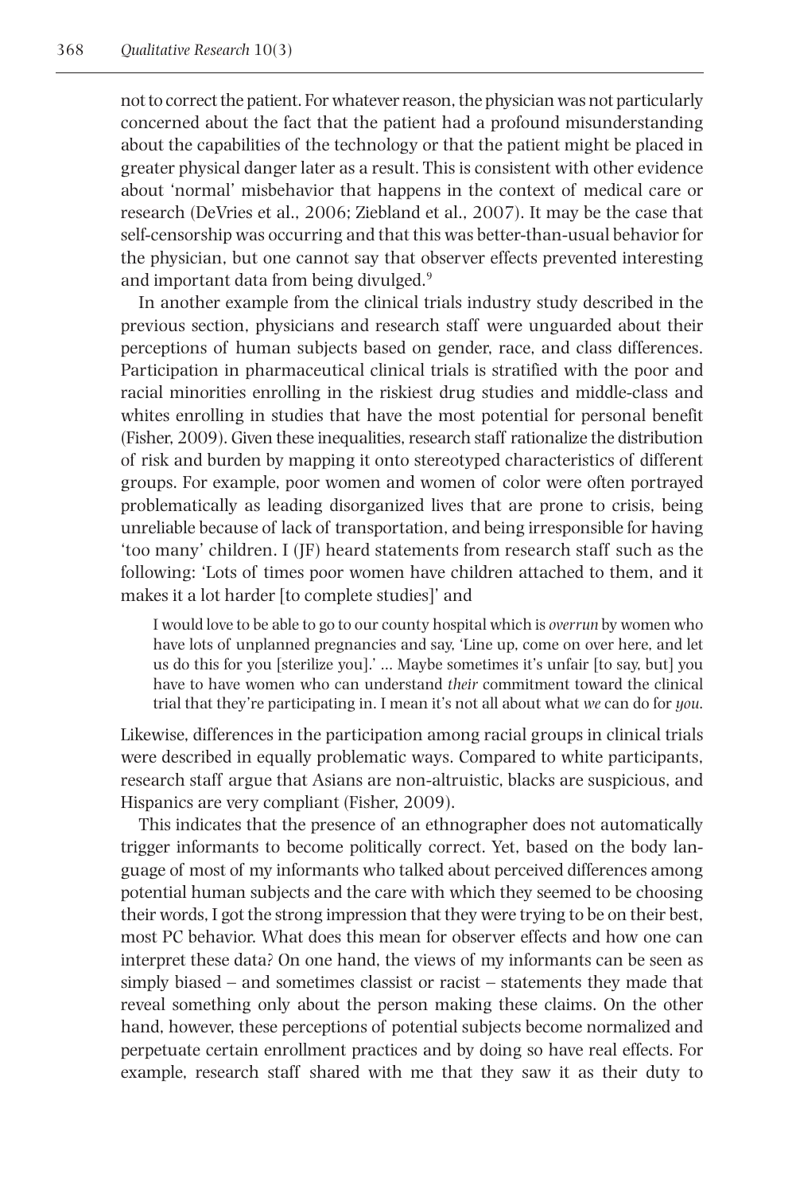not to correct the patient. For whatever reason, the physician was not particularly concerned about the fact that the patient had a profound misunderstanding about the capabilities of the technology or that the patient might be placed in greater physical danger later as a result. This is consistent with other evidence about 'normal' misbehavior that happens in the context of medical care or research (DeVries et al., 2006; Ziebland et al., 2007). It may be the case that self-censorship was occurring and that this was better-than-usual behavior for the physician, but one cannot say that observer effects prevented interesting and important data from being divulged.[9]

In another example from the clinical trials industry study described in the previous section, physicians and research staff were unguarded about their perceptions of human subjects based on gender, race, and class differences. Participation in pharmaceutical clinical trials is stratified with the poor and racial minorities enrolling in the riskiest drug studies and middle-class and whites enrolling in studies that have the most potential for personal benefit (Fisher, 2009). Given these inequalities, research staff rationalize the distribution of risk and burden by mapping it onto stereotyped characteristics of different groups. For example, poor women and women of color were often portrayed problematically as leading disorganized lives that are prone to crisis, being unreliable because of lack of transportation, and being irresponsible for having 'too many' children. I (JF) heard statements from research staff such as the following: 'Lots of times poor women have children attached to them, and it makes it a lot harder [to complete studies]' and

> I would love to be able to go to our county hospital which is *overrun* by women who have lots of unplanned pregnancies and say, 'Line up, come on over here, and let us do this for you [sterilize you].' ... Maybe sometimes it's unfair [to say, but] you have to have women who can understand *their* commitment toward the clinical trial that they're participating in. I mean it's not all about what *we* can do for *you*.

Likewise, differences in the participation among racial groups in clinical trials were described in equally problematic ways. Compared to white participants, research staff argue that Asians are non-altruistic, blacks are suspicious, and Hispanics are very compliant (Fisher, 2009).

This indicates that the presence of an ethnographer does not automatically trigger informants to become politically correct. Yet, based on the body language of most of my informants who talked about perceived differences among potential human subjects and the care with which they seemed to be choosing their words, I got the strong impression that they were trying to be on their best, most PC behavior. What does this mean for observer effects and how one can interpret these data? On one hand, the views of my informants can be seen as simply biased – and sometimes classist or racist – statements they made that reveal something only about the person making these claims. On the other hand, however, these perceptions of potential subjects become normalized and perpetuate certain enrollment practices and by doing so have real effects. For example, research staff shared with me that they saw it as their duty to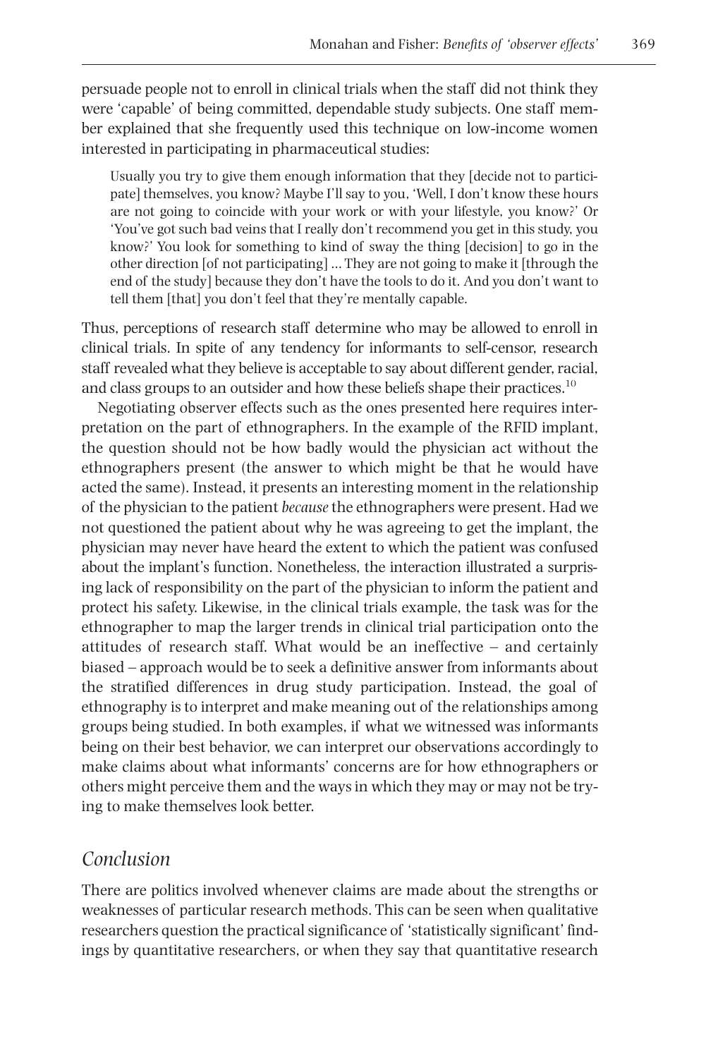persuade people not to enroll in clinical trials when the staff did not think they were 'capable' of being committed, dependable study subjects. One staff member explained that she frequently used this technique on low-income women interested in participating in pharmaceutical studies:

> Usually you try to give them enough information that they [decide not to participate] themselves, you know? Maybe I'll say to you, 'Well, I don't know these hours are not going to coincide with your work or with your lifestyle, you know?' Or 'You've got such bad veins that I really don't recommend you get in this study, you know?' You look for something to kind of sway the thing [decision] to go in the other direction [of not participating] ... They are not going to make it [through the end of the study] because they don't have the tools to do it. And you don't want to tell them [that] you don't feel that they're mentally capable.

Thus, perceptions of research staff determine who may be allowed to enroll in clinical trials. In spite of any tendency for informants to self-censor, research staff revealed what they believe is acceptable to say about different gender, racial, and class groups to an outsider and how these beliefs shape their practices.[10]

Negotiating observer effects such as the ones presented here requires interpretation on the part of ethnographers. In the example of the RFID implant, the question should not be how badly would the physician act without the ethnographers present (the answer to which might be that he would have acted the same). Instead, it presents an interesting moment in the relationship of the physician to the patient *because* the ethnographers were present. Had we not questioned the patient about why he was agreeing to get the implant, the physician may never have heard the extent to which the patient was confused about the implant's function. Nonetheless, the interaction illustrated a surprising lack of responsibility on the part of the physician to inform the patient and protect his safety. Likewise, in the clinical trials example, the task was for the ethnographer to map the larger trends in clinical trial participation onto the attitudes of research staff. What would be an ineffective – and certainly biased – approach would be to seek a definitive answer from informants about the stratified differences in drug study participation. Instead, the goal of ethnography is to interpret and make meaning out of the relationships among groups being studied. In both examples, if what we witnessed was informants being on their best behavior, we can interpret our observations accordingly to make claims about what informants' concerns are for how ethnographers or others might perceive them and the ways in which they may or may not be trying to make themselves look better.

## *Conclusion*

There are politics involved whenever claims are made about the strengths or weaknesses of particular research methods. This can be seen when qualitative researchers question the practical significance of 'statistically significant' findings by quantitative researchers, or when they say that quantitative research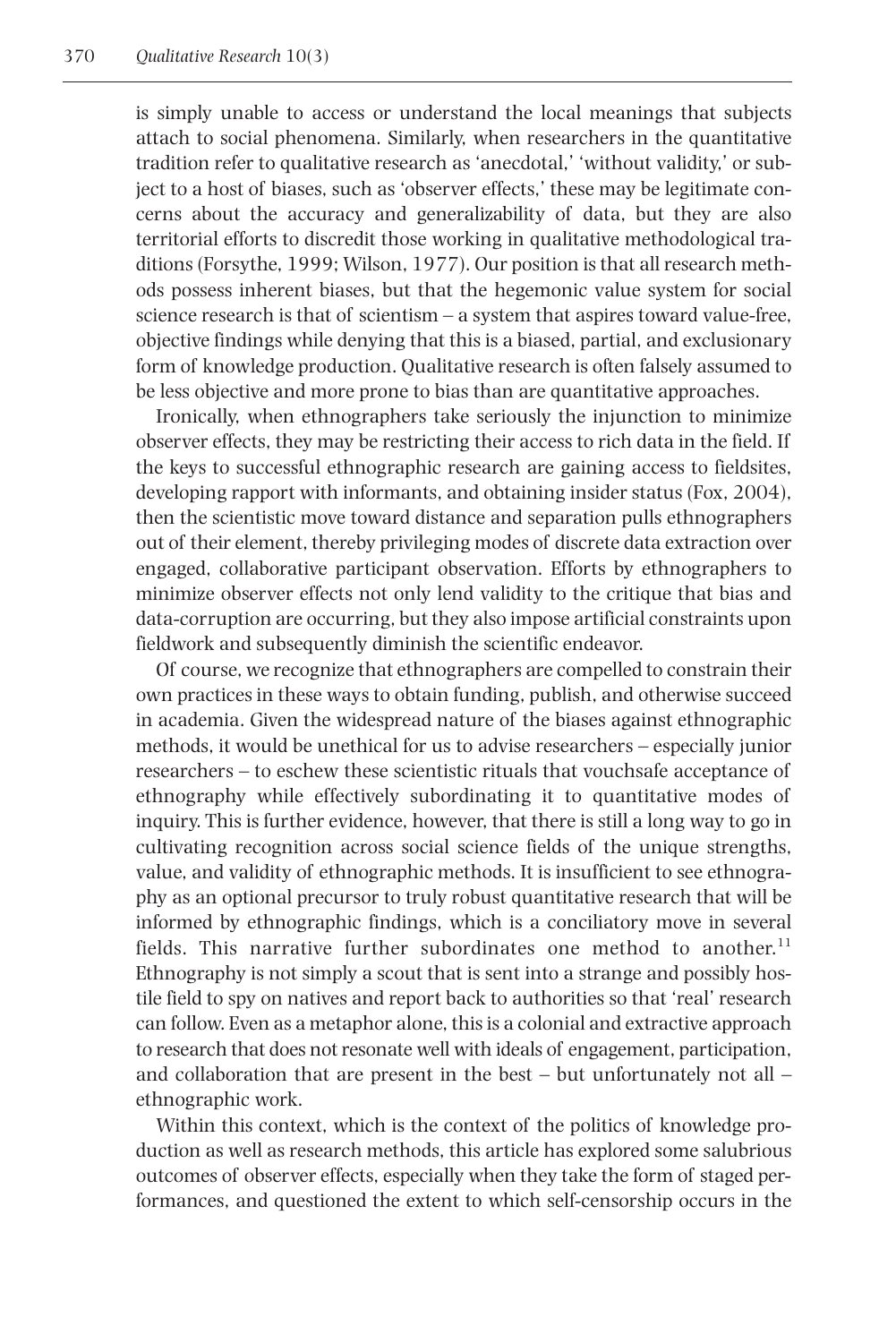is simply unable to access or understand the local meanings that subjects attach to social phenomena. Similarly, when researchers in the quantitative tradition refer to qualitative research as 'anecdotal,' 'without validity,' or subject to a host of biases, such as 'observer effects,' these may be legitimate concerns about the accuracy and generalizability of data, but they are also territorial efforts to discredit those working in qualitative methodological traditions (Forsythe, 1999; Wilson, 1977). Our position is that all research methods possess inherent biases, but that the hegemonic value system for social science research is that of scientism – a system that aspires toward value-free, objective findings while denying that this is a biased, partial, and exclusionary form of knowledge production. Qualitative research is often falsely assumed to be less objective and more prone to bias than are quantitative approaches.

Ironically, when ethnographers take seriously the injunction to minimize observer effects, they may be restricting their access to rich data in the field. If the keys to successful ethnographic research are gaining access to fieldsites, developing rapport with informants, and obtaining insider status (Fox, 2004), then the scientistic move toward distance and separation pulls ethnographers out of their element, thereby privileging modes of discrete data extraction over engaged, collaborative participant observation. Efforts by ethnographers to minimize observer effects not only lend validity to the critique that bias and data-corruption are occurring, but they also impose artificial constraints upon fieldwork and subsequently diminish the scientific endeavor.

Of course, we recognize that ethnographers are compelled to constrain their own practices in these ways to obtain funding, publish, and otherwise succeed in academia. Given the widespread nature of the biases against ethnographic methods, it would be unethical for us to advise researchers – especially junior researchers – to eschew these scientistic rituals that vouchsafe acceptance of ethnography while effectively subordinating it to quantitative modes of inquiry. This is further evidence, however, that there is still a long way to go in cultivating recognition across social science fields of the unique strengths, value, and validity of ethnographic methods. It is insufficient to see ethnography as an optional precursor to truly robust quantitative research that will be informed by ethnographic findings, which is a conciliatory move in several fields. This narrative further subordinates one method to another.[11] Ethnography is not simply a scout that is sent into a strange and possibly hostile field to spy on natives and report back to authorities so that 'real' research can follow. Even as a metaphor alone, this is a colonial and extractive approach to research that does not resonate well with ideals of engagement, participation, and collaboration that are present in the best – but unfortunately not all – ethnographic work.

Within this context, which is the context of the politics of knowledge production as well as research methods, this article has explored some salubrious outcomes of observer effects, especially when they take the form of staged performances, and questioned the extent to which self-censorship occurs in the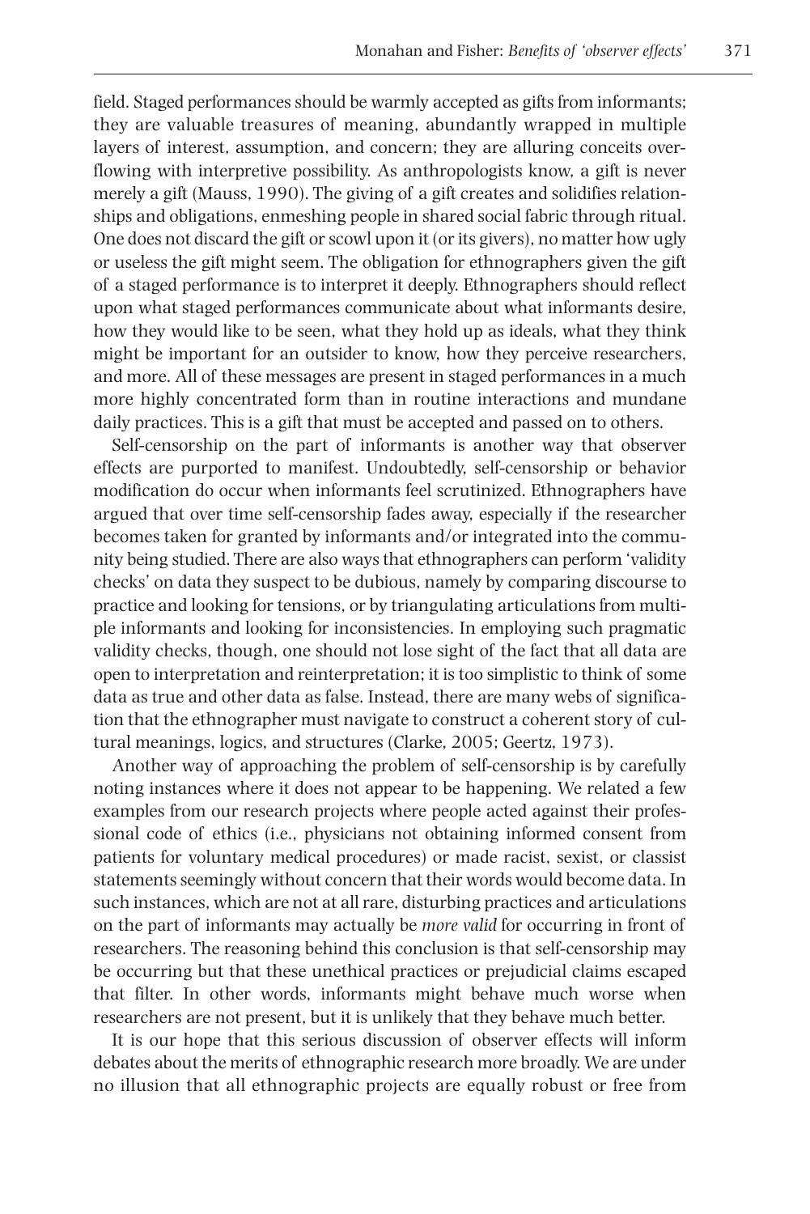field. Staged performances should be warmly accepted as gifts from informants; they are valuable treasures of meaning, abundantly wrapped in multiple layers of interest, assumption, and concern; they are alluring conceits overflowing with interpretive possibility. As anthropologists know, a gift is never merely a gift (Mauss, 1990). The giving of a gift creates and solidifies relationships and obligations, enmeshing people in shared social fabric through ritual. One does not discard the gift or scowl upon it (or its givers), no matter how ugly or useless the gift might seem. The obligation for ethnographers given the gift of a staged performance is to interpret it deeply. Ethnographers should reflect upon what staged performances communicate about what informants desire, how they would like to be seen, what they hold up as ideals, what they think might be important for an outsider to know, how they perceive researchers, and more. All of these messages are present in staged performances in a much more highly concentrated form than in routine interactions and mundane daily practices. This is a gift that must be accepted and passed on to others.

Self-censorship on the part of informants is another way that observer effects are purported to manifest. Undoubtedly, self-censorship or behavior modification do occur when informants feel scrutinized. Ethnographers have argued that over time self-censorship fades away, especially if the researcher becomes taken for granted by informants and/or integrated into the community being studied. There are also ways that ethnographers can perform 'validity checks' on data they suspect to be dubious, namely by comparing discourse to practice and looking for tensions, or by triangulating articulations from multiple informants and looking for inconsistencies. In employing such pragmatic validity checks, though, one should not lose sight of the fact that all data are open to interpretation and reinterpretation; it is too simplistic to think of some data as true and other data as false. Instead, there are many webs of signification that the ethnographer must navigate to construct a coherent story of cultural meanings, logics, and structures (Clarke, 2005; Geertz, 1973).

Another way of approaching the problem of self-censorship is by carefully noting instances where it does not appear to be happening. We related a few examples from our research projects where people acted against their professional code of ethics (i.e., physicians not obtaining informed consent from patients for voluntary medical procedures) or made racist, sexist, or classist statements seemingly without concern that their words would become data. In such instances, which are not at all rare, disturbing practices and articulations on the part of informants may actually be *more valid* for occurring in front of researchers. The reasoning behind this conclusion is that self-censorship may be occurring but that these unethical practices or prejudicial claims escaped that filter. In other words, informants might behave much worse when researchers are not present, but it is unlikely that they behave much better.

It is our hope that this serious discussion of observer effects will inform debates about the merits of ethnographic research more broadly. We are under no illusion that all ethnographic projects are equally robust or free from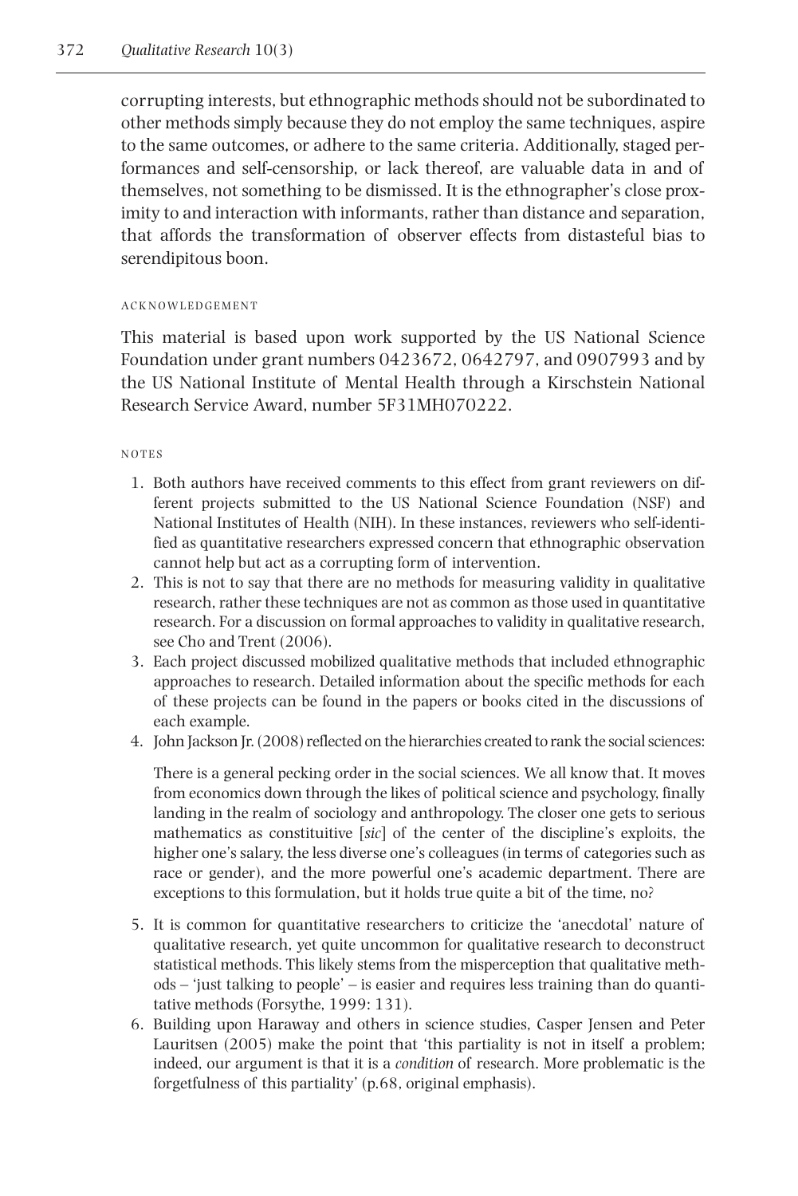corrupting interests, but ethnographic methods should not be subordinated to other methods simply because they do not employ the same techniques, aspire to the same outcomes, or adhere to the same criteria. Additionally, staged performances and self-censorship, or lack thereof, are valuable data in and of themselves, not something to be dismissed. It is the ethnographer's close proximity to and interaction with informants, rather than distance and separation, that affords the transformation of observer effects from distasteful bias to serendipitous boon.

#### ACKNOWLEDGEMENT

This material is based upon work supported by the US National Science Foundation under grant numbers 0423672, 0642797, and 0907993 and by the US National Institute of Mental Health through a Kirschstein National Research Service Award, number 5F31MH070222.

#### NOTES

1. Both authors have received comments to this effect from grant reviewers on different projects submitted to the US National Science Foundation (NSF) and National Institutes of Health (NIH). In these instances, reviewers who self-identified as quantitative researchers expressed concern that ethnographic observation cannot help but act as a corrupting form of intervention.
2. This is not to say that there are no methods for measuring validity in qualitative research, rather these techniques are not as common as those used in quantitative research. For a discussion on formal approaches to validity in qualitative research, see Cho and Trent (2006).
3. Each project discussed mobilized qualitative methods that included ethnographic approaches to research. Detailed information about the specific methods for each of these projects can be found in the papers or books cited in the discussions of each example.
4. John Jackson Jr. (2008) reflected on the hierarchies created to rank the social sciences:

   There is a general pecking order in the social sciences. We all know that. It moves from economics down through the likes of political science and psychology, finally landing in the realm of sociology and anthropology. The closer one gets to serious mathematics as constituitive [*sic*] of the center of the discipline's exploits, the higher one's salary, the less diverse one's colleagues (in terms of categories such as race or gender), and the more powerful one's academic department. There are exceptions to this formulation, but it holds true quite a bit of the time, no?

5. It is common for quantitative researchers to criticize the 'anecdotal' nature of qualitative research, yet quite uncommon for qualitative research to deconstruct statistical methods. This likely stems from the misperception that qualitative methods – 'just talking to people' – is easier and requires less training than do quantitative methods (Forsythe, 1999: 131).
6. Building upon Haraway and others in science studies, Casper Jensen and Peter Lauritsen (2005) make the point that 'this partiality is not in itself a problem; indeed, our argument is that it is a *condition* of research. More problematic is the forgetfulness of this partiality' (p.68, original emphasis).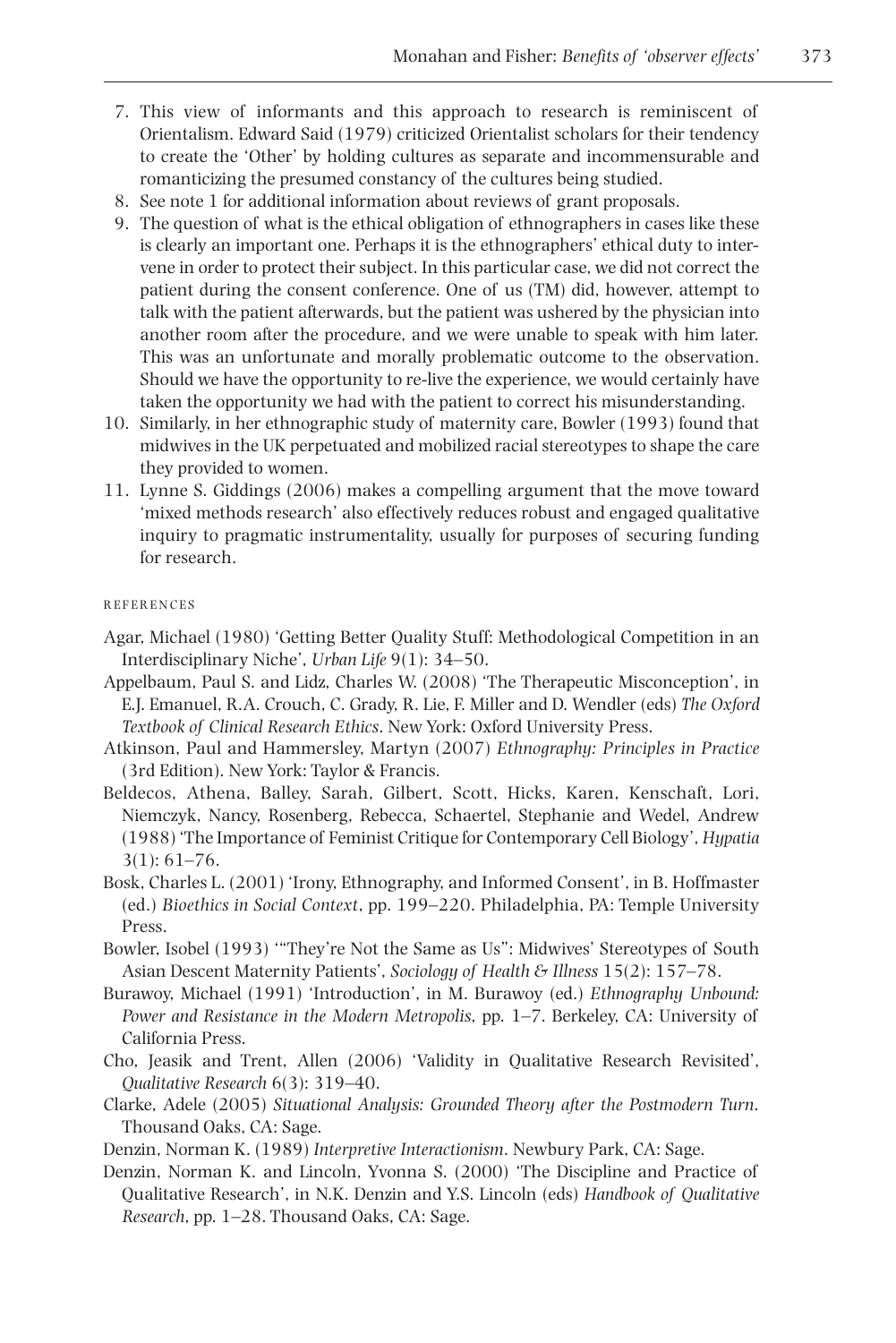7. This view of informants and this approach to research is reminiscent of Orientalism. Edward Said (1979) criticized Orientalist scholars for their tendency to create the 'Other' by holding cultures as separate and incommensurable and romanticizing the presumed constancy of the cultures being studied.
8. See note 1 for additional information about reviews of grant proposals.
9. The question of what is the ethical obligation of ethnographers in cases like these is clearly an important one. Perhaps it is the ethnographers' ethical duty to intervene in order to protect their subject. In this particular case, we did not correct the patient during the consent conference. One of us (TM) did, however, attempt to talk with the patient afterwards, but the patient was ushered by the physician into another room after the procedure, and we were unable to speak with him later. This was an unfortunate and morally problematic outcome to the observation. Should we have the opportunity to re-live the experience, we would certainly have taken the opportunity we had with the patient to correct his misunderstanding.
10. Similarly, in her ethnographic study of maternity care, Bowler (1993) found that midwives in the UK perpetuated and mobilized racial stereotypes to shape the care they provided to women.
11. Lynne S. Giddings (2006) makes a compelling argument that the move toward 'mixed methods research' also effectively reduces robust and engaged qualitative inquiry to pragmatic instrumentality, usually for purposes of securing funding for research.

## REFERENCES

Agar, Michael (1980) 'Getting Better Quality Stuff: Methodological Competition in an Interdisciplinary Niche', *Urban Life* 9(1): 34–50.

Appelbaum, Paul S. and Lidz, Charles W. (2008) 'The Therapeutic Misconception', in E.J. Emanuel, R.A. Crouch, C. Grady, R. Lie, F. Miller and D. Wendler (eds) *The Oxford Textbook of Clinical Research Ethics*. New York: Oxford University Press.

Atkinson, Paul and Hammersley, Martyn (2007) *Ethnography: Principles in Practice* (3rd Edition). New York: Taylor & Francis.

Beldecos, Athena, Balley, Sarah, Gilbert, Scott, Hicks, Karen, Kenschaft, Lori, Niemczyk, Nancy, Rosenberg, Rebecca, Schaertel, Stephanie and Wedel, Andrew (1988) 'The Importance of Feminist Critique for Contemporary Cell Biology', *Hypatia* 3(1): 61–76.

Bosk, Charles L. (2001) 'Irony, Ethnography, and Informed Consent', in B. Hoffmaster (ed.) *Bioethics in Social Context*, pp. 199–220. Philadelphia, PA: Temple University Press.

Bowler, Isobel (1993) '"They're Not the Same as Us": Midwives' Stereotypes of South Asian Descent Maternity Patients', *Sociology of Health & Illness* 15(2): 157–78.

Burawoy, Michael (1991) 'Introduction', in M. Burawoy (ed.) *Ethnography Unbound: Power and Resistance in the Modern Metropolis*, pp. 1–7. Berkeley, CA: University of California Press.

Cho, Jeasik and Trent, Allen (2006) 'Validity in Qualitative Research Revisited', *Qualitative Research* 6(3): 319–40.

Clarke, Adele (2005) *Situational Analysis: Grounded Theory after the Postmodern Turn*. Thousand Oaks, CA: Sage.

Denzin, Norman K. (1989) *Interpretive Interactionism*. Newbury Park, CA: Sage.

Denzin, Norman K. and Lincoln, Yvonna S. (2000) 'The Discipline and Practice of Qualitative Research', in N.K. Denzin and Y.S. Lincoln (eds) *Handbook of Qualitative Research*, pp. 1–28. Thousand Oaks, CA: Sage.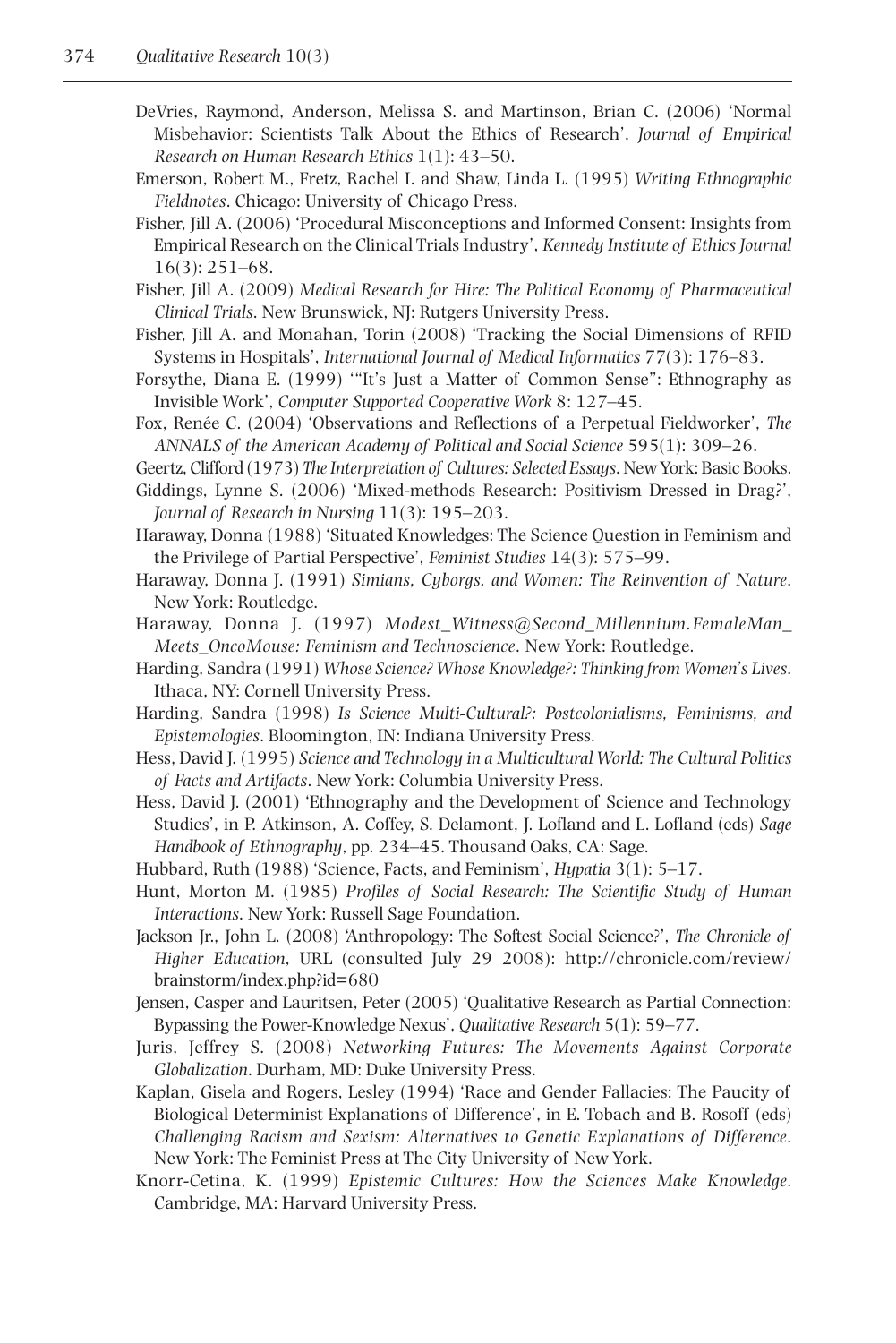DeVries, Raymond, Anderson, Melissa S. and Martinson, Brian C. (2006) 'Normal Misbehavior: Scientists Talk About the Ethics of Research', *Journal of Empirical Research on Human Research Ethics* 1(1): 43–50.

Emerson, Robert M., Fretz, Rachel I. and Shaw, Linda L. (1995) *Writing Ethnographic Fieldnotes*. Chicago: University of Chicago Press.

Fisher, Jill A. (2006) 'Procedural Misconceptions and Informed Consent: Insights from Empirical Research on the Clinical Trials Industry', *Kennedy Institute of Ethics Journal* 16(3): 251–68.

Fisher, Jill A. (2009) *Medical Research for Hire: The Political Economy of Pharmaceutical Clinical Trials*. New Brunswick, NJ: Rutgers University Press.

Fisher, Jill A. and Monahan, Torin (2008) 'Tracking the Social Dimensions of RFID Systems in Hospitals', *International Journal of Medical Informatics* 77(3): 176–83.

Forsythe, Diana E. (1999) '"It's Just a Matter of Common Sense": Ethnography as Invisible Work', *Computer Supported Cooperative Work* 8: 127–45.

Fox, Renée C. (2004) 'Observations and Reflections of a Perpetual Fieldworker', *The ANNALS of the American Academy of Political and Social Science* 595(1): 309–26.

Geertz, Clifford (1973) *The Interpretation of Cultures: Selected Essays*. New York: Basic Books.

Giddings, Lynne S. (2006) 'Mixed-methods Research: Positivism Dressed in Drag?', *Journal of Research in Nursing* 11(3): 195–203.

Haraway, Donna (1988) 'Situated Knowledges: The Science Question in Feminism and the Privilege of Partial Perspective', *Feminist Studies* 14(3): 575–99.

Haraway, Donna J. (1991) *Simians, Cyborgs, and Women: The Reinvention of Nature*. New York: Routledge.

Haraway, Donna J. (1997) *Modest_Witness@Second_Millennium.FemaleMan_ Meets_OncoMouse: Feminism and Technoscience*. New York: Routledge.

Harding, Sandra (1991) *Whose Science? Whose Knowledge?: Thinking from Women's Lives*. Ithaca, NY: Cornell University Press.

Harding, Sandra (1998) *Is Science Multi-Cultural?: Postcolonialisms, Feminisms, and Epistemologies*. Bloomington, IN: Indiana University Press.

Hess, David J. (1995) *Science and Technology in a Multicultural World: The Cultural Politics of Facts and Artifacts*. New York: Columbia University Press.

Hess, David J. (2001) 'Ethnography and the Development of Science and Technology Studies', in P. Atkinson, A. Coffey, S. Delamont, J. Lofland and L. Lofland (eds) *Sage Handbook of Ethnography*, pp. 234–45. Thousand Oaks, CA: Sage.

Hubbard, Ruth (1988) 'Science, Facts, and Feminism', *Hypatia* 3(1): 5–17.

Hunt, Morton M. (1985) *Profiles of Social Research: The Scientific Study of Human Interactions*. New York: Russell Sage Foundation.

Jackson Jr., John L. (2008) 'Anthropology: The Softest Social Science?', *The Chronicle of Higher Education*, URL (consulted July 29 2008): http://chronicle.com/review/brainstorm/index.php?id=680

Jensen, Casper and Lauritsen, Peter (2005) 'Qualitative Research as Partial Connection: Bypassing the Power-Knowledge Nexus', *Qualitative Research* 5(1): 59–77.

Juris, Jeffrey S. (2008) *Networking Futures: The Movements Against Corporate Globalization*. Durham, MD: Duke University Press.

Kaplan, Gisela and Rogers, Lesley (1994) 'Race and Gender Fallacies: The Paucity of Biological Determinist Explanations of Difference', in E. Tobach and B. Rosoff (eds) *Challenging Racism and Sexism: Alternatives to Genetic Explanations of Difference*. New York: The Feminist Press at The City University of New York.

Knorr-Cetina, K. (1999) *Epistemic Cultures: How the Sciences Make Knowledge*. Cambridge, MA: Harvard University Press.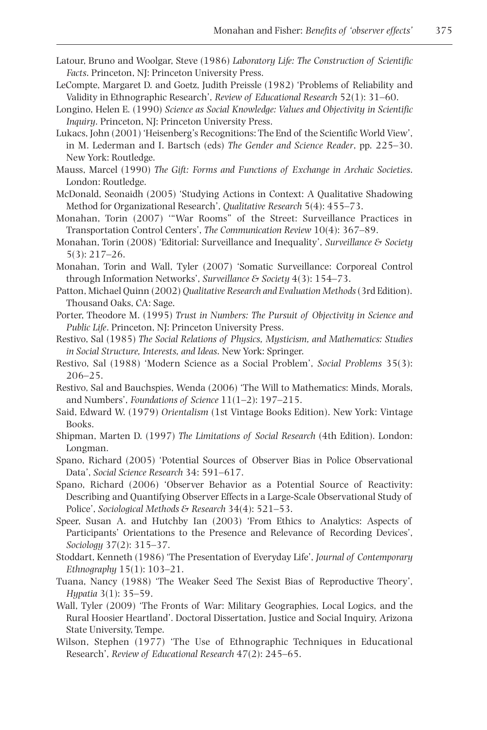Latour, Bruno and Woolgar, Steve (1986) *Laboratory Life: The Construction of Scientific Facts*. Princeton, NJ: Princeton University Press.

LeCompte, Margaret D. and Goetz, Judith Preissle (1982) 'Problems of Reliability and Validity in Ethnographic Research', *Review of Educational Research* 52(1): 31–60.

Longino, Helen E. (1990) *Science as Social Knowledge: Values and Objectivity in Scientific Inquiry*. Princeton, NJ: Princeton University Press.

Lukacs, John (2001) 'Heisenberg's Recognitions: The End of the Scientific World View', in M. Lederman and I. Bartsch (eds) *The Gender and Science Reader*, pp. 225–30. New York: Routledge.

Mauss, Marcel (1990) *The Gift: Forms and Functions of Exchange in Archaic Societies*. London: Routledge.

McDonald, Seonaidh (2005) 'Studying Actions in Context: A Qualitative Shadowing Method for Organizational Research', *Qualitative Research* 5(4): 455–73.

Monahan, Torin (2007) '"War Rooms" of the Street: Surveillance Practices in Transportation Control Centers', *The Communication Review* 10(4): 367–89.

Monahan, Torin (2008) 'Editorial: Surveillance and Inequality', *Surveillance & Society* 5(3): 217–26.

Monahan, Torin and Wall, Tyler (2007) 'Somatic Surveillance: Corporeal Control through Information Networks', *Surveillance & Society* 4(3): 154–73.

Patton, Michael Quinn (2002) *Qualitative Research and Evaluation Methods* (3rd Edition). Thousand Oaks, CA: Sage.

Porter, Theodore M. (1995) *Trust in Numbers: The Pursuit of Objectivity in Science and Public Life*. Princeton, NJ: Princeton University Press.

Restivo, Sal (1985) *The Social Relations of Physics, Mysticism, and Mathematics: Studies in Social Structure, Interests, and Ideas*. New York: Springer.

Restivo, Sal (1988) 'Modern Science as a Social Problem', *Social Problems* 35(3): 206–25.

Restivo, Sal and Bauchspies, Wenda (2006) 'The Will to Mathematics: Minds, Morals, and Numbers', *Foundations of Science* 11(1–2): 197–215.

Said, Edward W. (1979) *Orientalism* (1st Vintage Books Edition). New York: Vintage Books.

Shipman, Marten D. (1997) *The Limitations of Social Research* (4th Edition). London: Longman.

Spano, Richard (2005) 'Potential Sources of Observer Bias in Police Observational Data', *Social Science Research* 34: 591–617.

Spano, Richard (2006) 'Observer Behavior as a Potential Source of Reactivity: Describing and Quantifying Observer Effects in a Large-Scale Observational Study of Police', *Sociological Methods & Research* 34(4): 521–53.

Speer, Susan A. and Hutchby Ian (2003) 'From Ethics to Analytics: Aspects of Participants' Orientations to the Presence and Relevance of Recording Devices', *Sociology* 37(2): 315–37.

Stoddart, Kenneth (1986) 'The Presentation of Everyday Life', *Journal of Contemporary Ethnography* 15(1): 103–21.

Tuana, Nancy (1988) 'The Weaker Seed The Sexist Bias of Reproductive Theory', *Hypatia* 3(1): 35–59.

Wall, Tyler (2009) 'The Fronts of War: Military Geographies, Local Logics, and the Rural Hoosier Heartland'. Doctoral Dissertation, Justice and Social Inquiry, Arizona State University, Tempe.

Wilson, Stephen (1977) 'The Use of Ethnographic Techniques in Educational Research', *Review of Educational Research* 47(2): 245–65.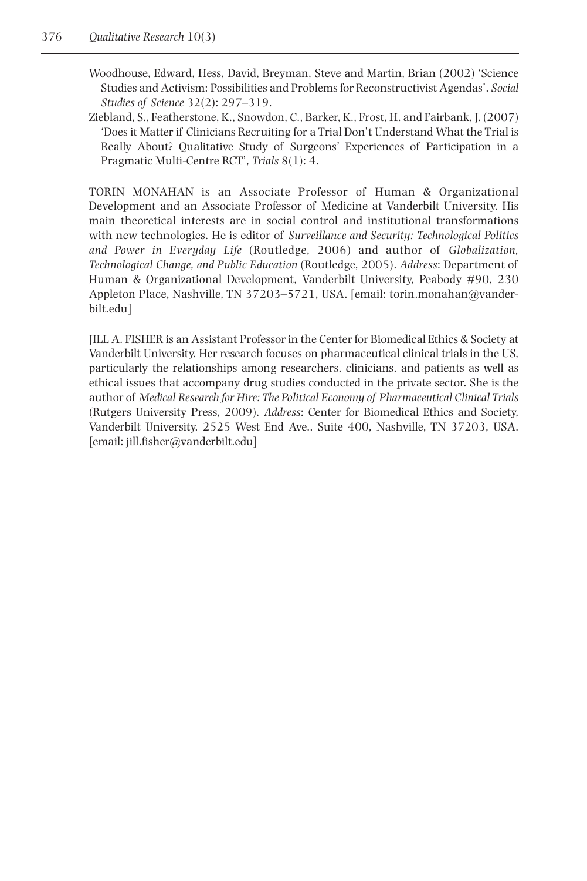Woodhouse, Edward, Hess, David, Breyman, Steve and Martin, Brian (2002) 'Science Studies and Activism: Possibilities and Problems for Reconstructivist Agendas', *Social Studies of Science* 32(2): 297–319.

Ziebland, S., Featherstone, K., Snowdon, C., Barker, K., Frost, H. and Fairbank, J. (2007) 'Does it Matter if Clinicians Recruiting for a Trial Don't Understand What the Trial is Really About? Qualitative Study of Surgeons' Experiences of Participation in a Pragmatic Multi-Centre RCT', *Trials* 8(1): 4.

TORIN MONAHAN is an Associate Professor of Human & Organizational Development and an Associate Professor of Medicine at Vanderbilt University. His main theoretical interests are in social control and institutional transformations with new technologies. He is editor of *Surveillance and Security: Technological Politics and Power in Everyday Life* (Routledge, 2006) and author of *Globalization, Technological Change, and Public Education* (Routledge, 2005). *Address*: Department of Human & Organizational Development, Vanderbilt University, Peabody #90, 230 Appleton Place, Nashville, TN 37203–5721, USA. [email: torin.monahan@vanderbilt.edu]

JILL A. FISHER is an Assistant Professor in the Center for Biomedical Ethics & Society at Vanderbilt University. Her research focuses on pharmaceutical clinical trials in the US, particularly the relationships among researchers, clinicians, and patients as well as ethical issues that accompany drug studies conducted in the private sector. She is the author of *Medical Research for Hire: The Political Economy of Pharmaceutical Clinical Trials* (Rutgers University Press, 2009). *Address*: Center for Biomedical Ethics and Society, Vanderbilt University, 2525 West End Ave., Suite 400, Nashville, TN 37203, USA. [email: jill.fisher@vanderbilt.edu]